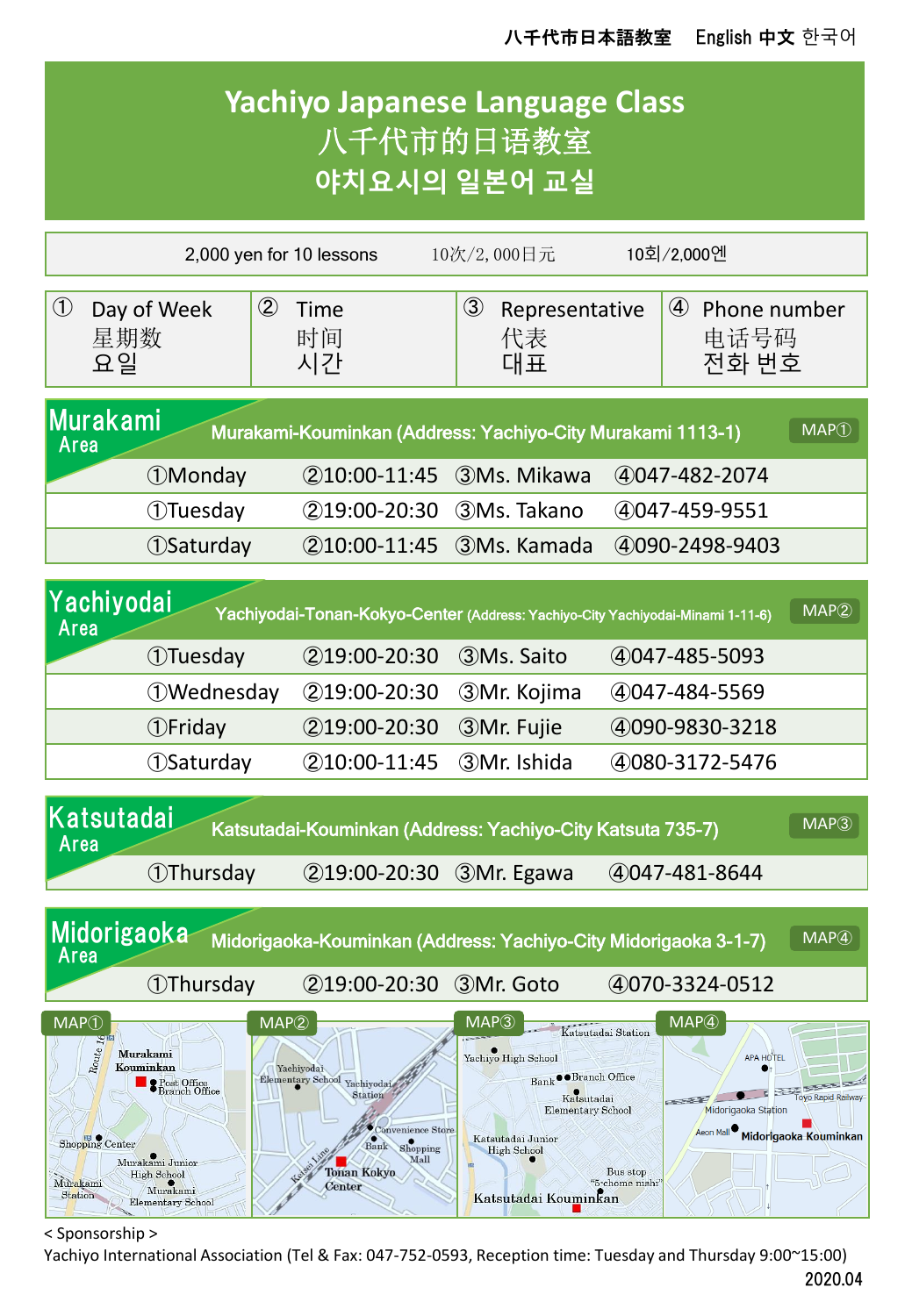八千代市日本語教室　English 中文 한국어

# Yachiyo Japanese Language Class
# 八千代市的日语教室
# 야치요시의 일본어 교실

2,000 yen for 10 lessons　　10次/2,000日元　　10회/2,000엔

| ① Day of Week 星期数 요일 | ② Time 时间 시간 | ③ Representative 代表 대표 | ④ Phone number 电话号码 전화 번호 |
|---|---|---|---|

## Murakami Area

Murakami-Kouminkan (Address: Yachiyo-City Murakami 1113-1) MAP①

| ① | ② | ③ | ④ |
|---|---|---|---|
| ①Monday | ②10:00-11:45 | ③Ms. Mikawa | ④047-482-2074 |
| ①Tuesday | ②19:00-20:30 | ③Ms. Takano | ④047-459-9551 |
| ①Saturday | ②10:00-11:45 | ③Ms. Kamada | ④090-2498-9403 |

## Yachiyodai Area

Yachiyodai-Tonan-Kokyo-Center (Address: Yachiyo-City Yachiyodai-Minami 1-11-6) MAP②

| ① | ② | ③ | ④ |
|---|---|---|---|
| ①Tuesday | ②19:00-20:30 | ③Ms. Saito | ④047-485-5093 |
| ①Wednesday | ②19:00-20:30 | ③Mr. Kojima | ④047-484-5569 |
| ①Friday | ②19:00-20:30 | ③Mr. Fujie | ④090-9830-3218 |
| ①Saturday | ②10:00-11:45 | ③Mr. Ishida | ④080-3172-5476 |

## Katsutadai Area

Katsutadai-Kouminkan (Address: Yachiyo-City Katsuta 735-7) MAP③

| ① | ② | ③ | ④ |
|---|---|---|---|
| ①Thursday | ②19:00-20:30 | ③Mr. Egawa | ④047-481-8644 |

## Midorigaoka Area

Midorigaoka-Kouminkan (Address: Yachiyo-City Midorigaoka 3-1-7) MAP④

| ① | ② | ③ | ④ |
|---|---|---|---|
| ①Thursday | ②19:00-20:30 | ③Mr. Goto | ④070-3324-0512 |

MAP① Route 16, Murakami Kouminkan, Post Office Branch Office, Shopping Center, Murakami Junior High School, Murakami Station, Murakami Elementary School

MAP② Yachiyodai Elementary School, Yachiyodai Station, Convenience Store, Bank, Shopping Mall, Katsuta Line, Tonan Kokyo Center

MAP③ Katsutadai Station, Yachiyo High School, Bank, Branch Office, Katsutadai Elementary School, Katsutadai Junior High School, Bus stop "5-chome nishi", Katsutadai Kouminkan

MAP④ APA HOTEL, Toyo Rapid Railway, Midorigaoka Station, Aeon Mall, Midorigaoka Kouminkan

< Sponsorship >
Yachiyo International Association (Tel & Fax: 047-752-0593, Reception time: Tuesday and Thursday 9:00~15:00)

2020.04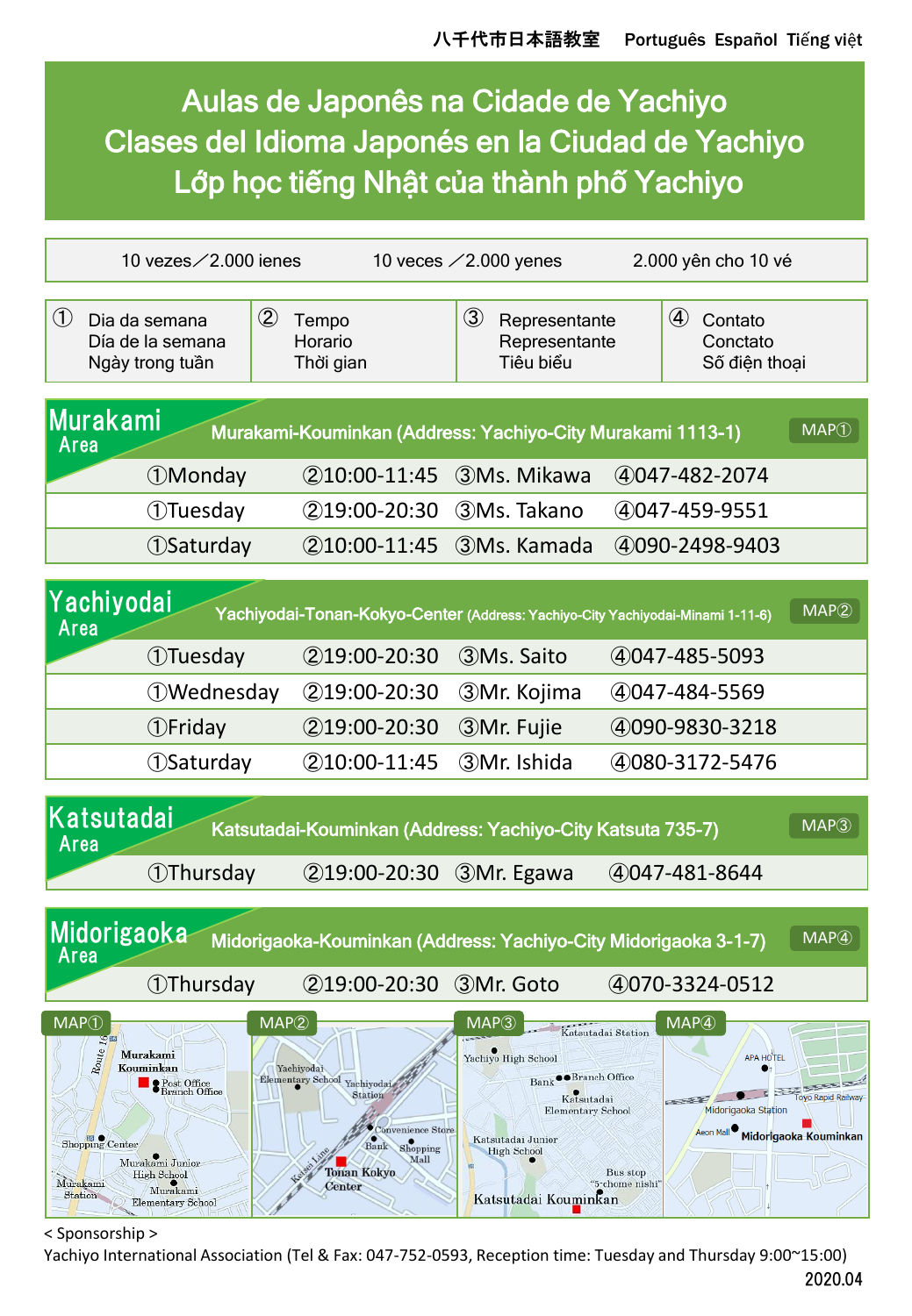八千代市日本語教室　Português Español Tiếng việt

# Aulas de Japonês na Cidade de Yachiyo
# Clases del Idioma Japonés en la Ciudad de Yachiyo
# Lớp học tiếng Nhật của thành phố Yachiyo

| | | |
|---|---|---|
| 10 vezes／2.000 ienes | 10 veces ／2.000 yenes | 2.000 yên cho 10 vé |

| | | | |
|---|---|---|---|
| ① Dia da semana<br>Día de la semana<br>Ngày trong tuần | ② Tempo<br>Horario<br>Thời gian | ③ Representante<br>Representante<br>Tiêu biểu | ④ Contato<br>Conctato<br>Số điện thoại |

## Murakami Area

Murakami-Kouminkan (Address: Yachiyo-City Murakami 1113-1) MAP①

| | | | |
|---|---|---|---|
| ①Monday | ②10:00-11:45 | ③Ms. Mikawa | ④047-482-2074 |
| ①Tuesday | ②19:00-20:30 | ③Ms. Takano | ④047-459-9551 |
| ①Saturday | ②10:00-11:45 | ③Ms. Kamada | ④090-2498-9403 |

## Yachiyodai Area

Yachiyodai-Tonan-Kokyo-Center (Address: Yachiyo-City Yachiyodai-Minami 1-11-6) MAP②

| | | | |
|---|---|---|---|
| ①Tuesday | ②19:00-20:30 | ③Ms. Saito | ④047-485-5093 |
| ①Wednesday | ②19:00-20:30 | ③Mr. Kojima | ④047-484-5569 |
| ①Friday | ②19:00-20:30 | ③Mr. Fujie | ④090-9830-3218 |
| ①Saturday | ②10:00-11:45 | ③Mr. Ishida | ④080-3172-5476 |

## Katsutadai Area

Katsutadai-Kouminkan (Address: Yachiyo-City Katsuta 735-7) MAP③

| | | | |
|---|---|---|---|
| ①Thursday | ②19:00-20:30 | ③Mr. Egawa | ④047-481-8644 |

## Midorigaoka Area

Midorigaoka-Kouminkan (Address: Yachiyo-City Midorigaoka 3-1-7) MAP④

| | | | |
|---|---|---|---|
| ①Thursday | ②19:00-20:30 | ③Mr. Goto | ④070-3324-0512 |

MAP①
Route 16
Murakami Kouminkan
Post Office Branch Office
Shopping Center
Murakami Junior High School
Murakami Station
Murakami Elementary School

MAP②
Yachiyodai Elementary School
Yachiyodai Station
Convenience Store
Bank
Shopping Mall
Katsuta Line
Tonan Kokyo Center

MAP③
Katsutadai Station
Yachiyo High School
Bank
Branch Office
Katsutadai Elementary School
Katsutadai Junior High School
Bus stop "5-chome nishi"
Katsutadai Kouminkan

MAP④
APA HOTEL
Toyo Rapid Railway
Midorigaoka Station
Aeon Mall
Midorigaoka Kouminkan

< Sponsorship >
Yachiyo International Association (Tel & Fax: 047-752-0593, Reception time: Tuesday and Thursday 9:00~15:00)

2020.04